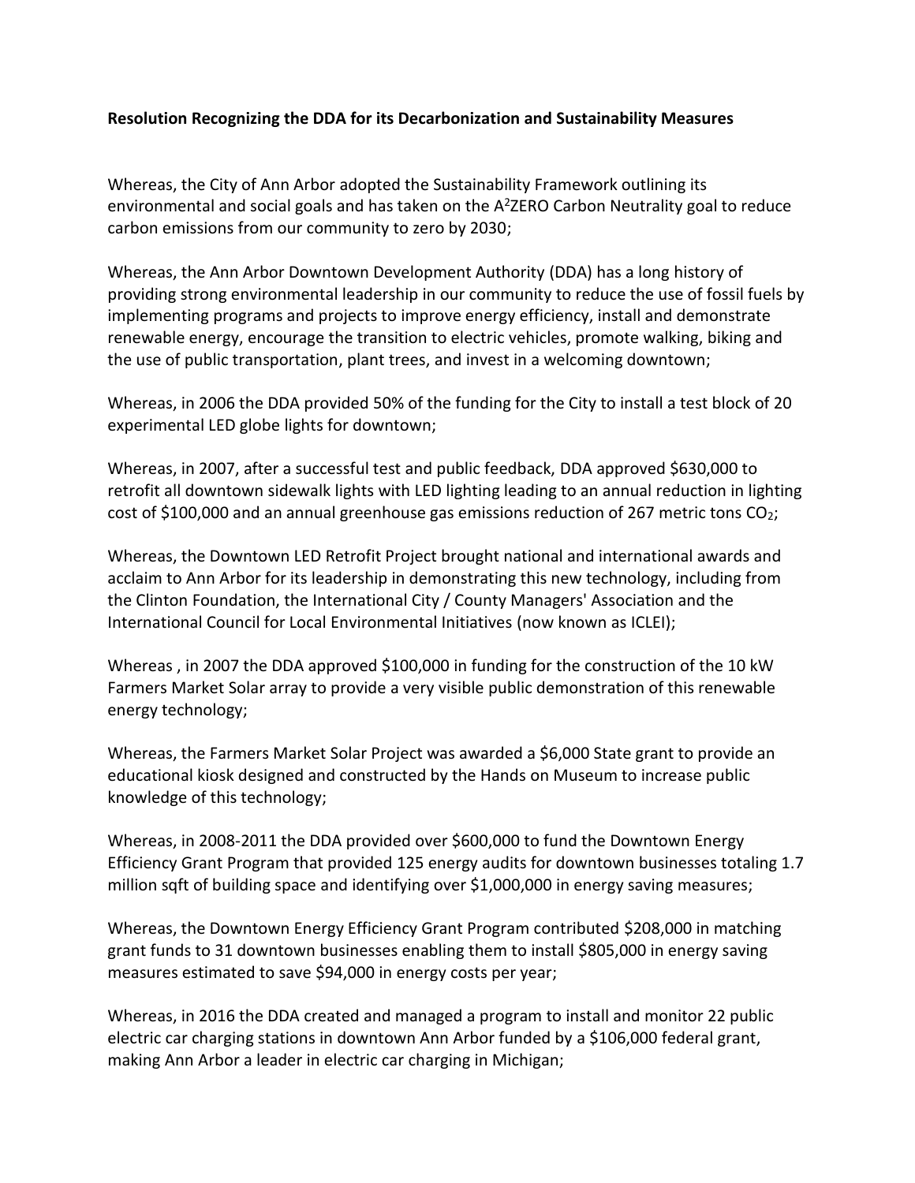**Resolution Recognizing the DDA for its Decarbonization and Sustainability Measures**

Whereas, the City of Ann Arbor adopted the Sustainability Framework outlining its environmental and social goals and has taken on the $A^2$ZERO Carbon Neutrality goal to reduce carbon emissions from our community to zero by 2030;

Whereas, the Ann Arbor Downtown Development Authority (DDA) has a long history of providing strong environmental leadership in our community to reduce the use of fossil fuels by implementing programs and projects to improve energy efficiency, install and demonstrate renewable energy, encourage the transition to electric vehicles, promote walking, biking and the use of public transportation, plant trees, and invest in a welcoming downtown;

Whereas, in 2006 the DDA provided 50% of the funding for the City to install a test block of 20 experimental LED globe lights for downtown;

Whereas, in 2007, after a successful test and public feedback, DDA approved $630,000 to retrofit all downtown sidewalk lights with LED lighting leading to an annual reduction in lighting cost of $100,000 and an annual greenhouse gas emissions reduction of 267 metric tons $CO_2$;

Whereas, the Downtown LED Retrofit Project brought national and international awards and acclaim to Ann Arbor for its leadership in demonstrating this new technology, including from the Clinton Foundation, the International City / County Managers' Association and the International Council for Local Environmental Initiatives (now known as ICLEI);

Whereas , in 2007 the DDA approved $100,000 in funding for the construction of the 10 kW Farmers Market Solar array to provide a very visible public demonstration of this renewable energy technology;

Whereas, the Farmers Market Solar Project was awarded a $6,000 State grant to provide an educational kiosk designed and constructed by the Hands on Museum to increase public knowledge of this technology;

Whereas, in 2008-2011 the DDA provided over $600,000 to fund the Downtown Energy Efficiency Grant Program that provided 125 energy audits for downtown businesses totaling 1.7 million sqft of building space and identifying over $1,000,000 in energy saving measures;

Whereas, the Downtown Energy Efficiency Grant Program contributed $208,000 in matching grant funds to 31 downtown businesses enabling them to install $805,000 in energy saving measures estimated to save $94,000 in energy costs per year;

Whereas, in 2016 the DDA created and managed a program to install and monitor 22 public electric car charging stations in downtown Ann Arbor funded by a $106,000 federal grant, making Ann Arbor a leader in electric car charging in Michigan;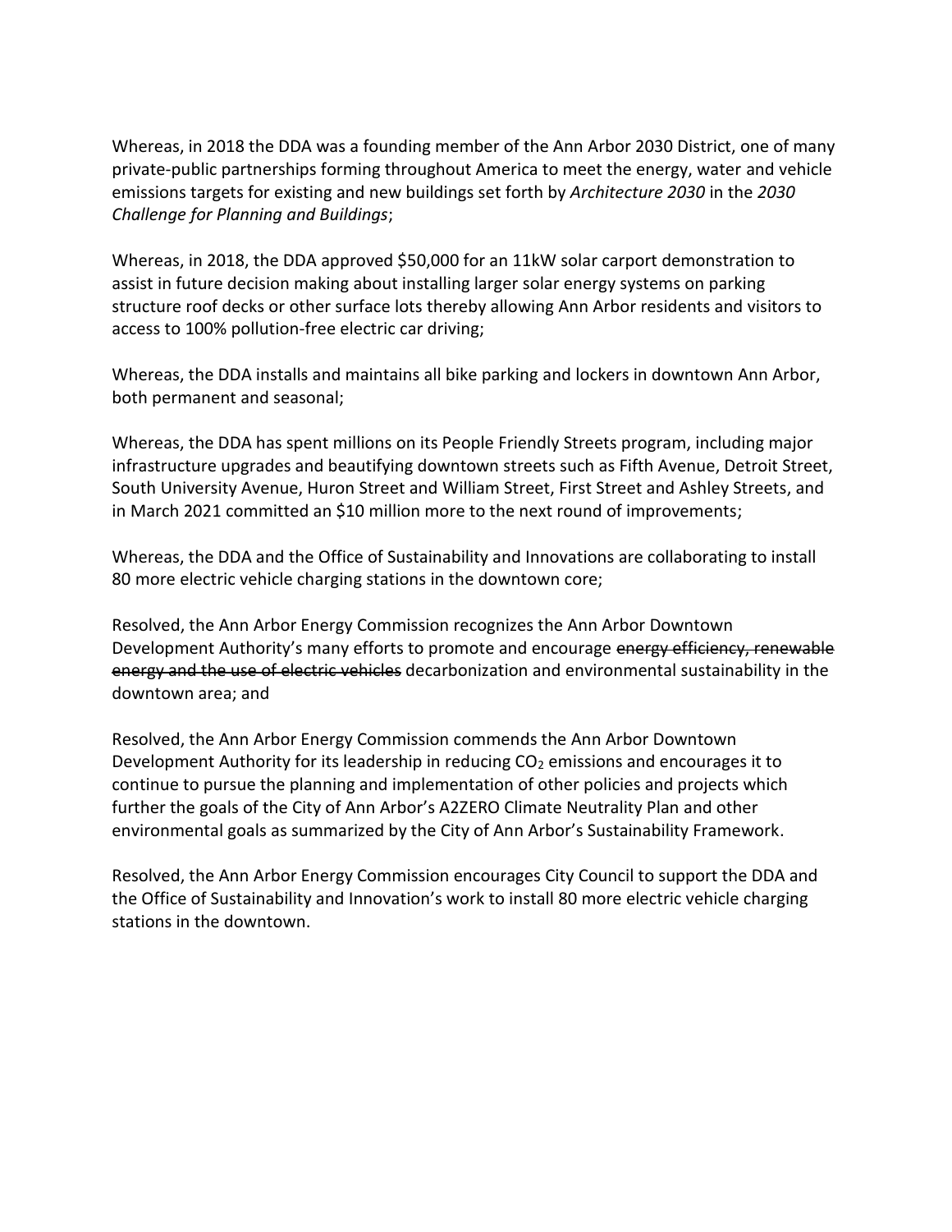Whereas, in 2018 the DDA was a founding member of the Ann Arbor 2030 District, one of many private-public partnerships forming throughout America to meet the energy, water and vehicle emissions targets for existing and new buildings set forth by *Architecture 2030* in the *2030 Challenge for Planning and Buildings*;

Whereas, in 2018, the DDA approved $50,000 for an 11kW solar carport demonstration to assist in future decision making about installing larger solar energy systems on parking structure roof decks or other surface lots thereby allowing Ann Arbor residents and visitors to access to 100% pollution-free electric car driving;

Whereas, the DDA installs and maintains all bike parking and lockers in downtown Ann Arbor, both permanent and seasonal;

Whereas, the DDA has spent millions on its People Friendly Streets program, including major infrastructure upgrades and beautifying downtown streets such as Fifth Avenue, Detroit Street, South University Avenue, Huron Street and William Street, First Street and Ashley Streets, and in March 2021 committed an $10 million more to the next round of improvements;

Whereas, the DDA and the Office of Sustainability and Innovations are collaborating to install 80 more electric vehicle charging stations in the downtown core;

Resolved, the Ann Arbor Energy Commission recognizes the Ann Arbor Downtown Development Authority's many efforts to promote and encourage ~~energy efficiency, renewable energy and the use of electric vehicles~~ decarbonization and environmental sustainability in the downtown area; and

Resolved, the Ann Arbor Energy Commission commends the Ann Arbor Downtown Development Authority for its leadership in reducing $CO_2$ emissions and encourages it to continue to pursue the planning and implementation of other policies and projects which further the goals of the City of Ann Arbor's A2ZERO Climate Neutrality Plan and other environmental goals as summarized by the City of Ann Arbor's Sustainability Framework.

Resolved, the Ann Arbor Energy Commission encourages City Council to support the DDA and the Office of Sustainability and Innovation's work to install 80 more electric vehicle charging stations in the downtown.